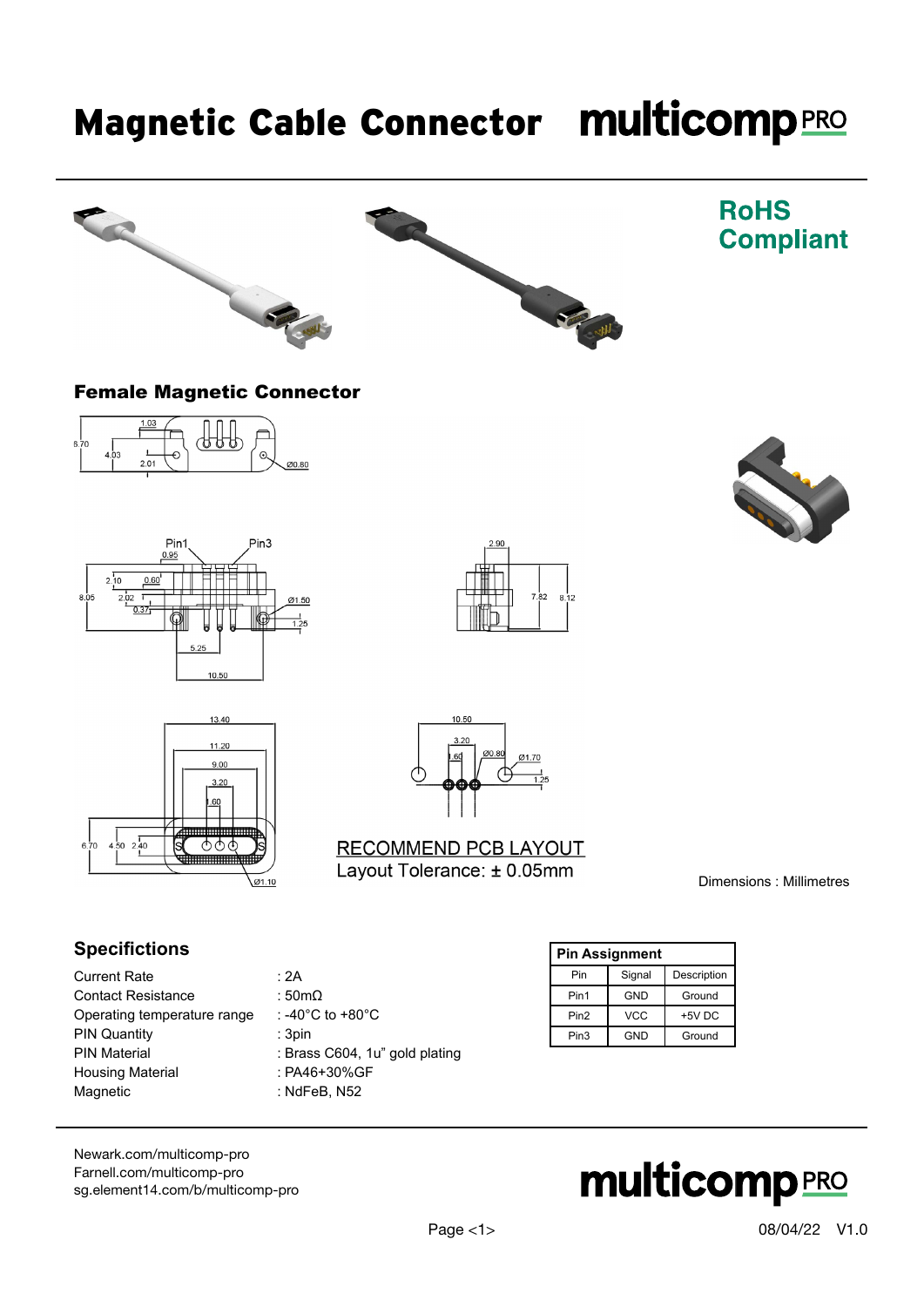# Magnetic Cable Connector

**multicomp PRO**

**RoHS Compliant**

## Female Magnetic Connector

RECOMMEND PCB LAYOUT
Layout Tolerance: ± 0.05mm

Dimensions : Millimetres

## Specifications

| | |
|---|---|
| Current Rate | : 2A |
| Contact Resistance | : 50mΩ |
| Operating temperature range | : -40°C to +80°C |
| PIN Quantity | : 3pin |
| PIN Material | : Brass C604, 1u" gold plating |
| Housing Material | : PA46+30%GF |
| Magnetic | : NdFeB, N52 |

**Pin Assignment**

| Pin | Signal | Description |
|---|---|---|
| Pin1 | GND | Ground |
| Pin2 | VCC | +5V DC |
| Pin3 | GND | Ground |

Newark.com/multicomp-pro
Farnell.com/multicomp-pro
sg.element14.com/b/multicomp-pro

08/04/22 V1.0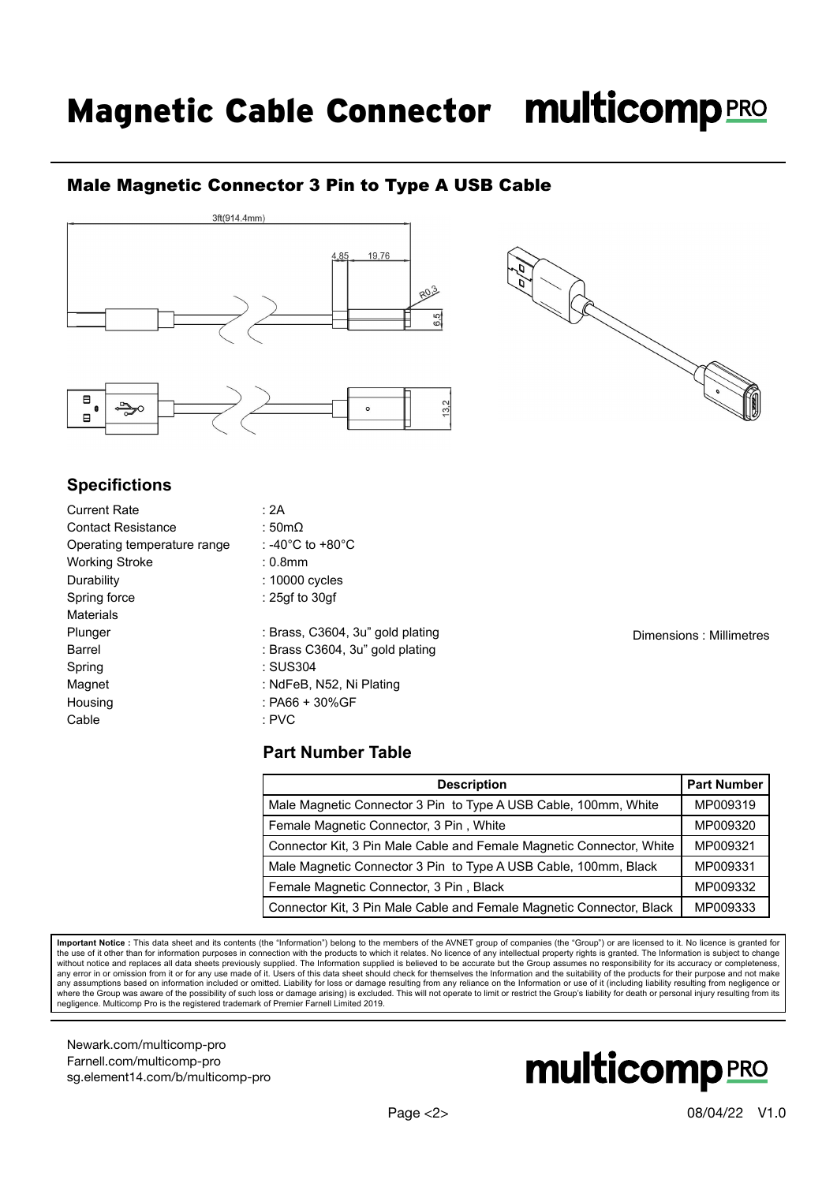# Magnetic Cable Connector

## Male Magnetic Connector 3 Pin to Type A USB Cable

3ft(914.4mm)

4.85

19.76

R0.3

6.5

13.2

Dimensions : Millimetres

## Specifictions

| | |
|---|---|
| Current Rate | : 2A |
| Contact Resistance | : 50mΩ |
| Operating temperature range | : -40°C to +80°C |
| Working Stroke | : 0.8mm |
| Durability | : 10000 cycles |
| Spring force | : 25gf to 30gf |
| Materials | |
| Plunger | : Brass, C3604, 3u" gold plating |
| Barrel | : Brass C3604, 3u" gold plating |
| Spring | : SUS304 |
| Magnet | : NdFeB, N52, Ni Plating |
| Housing | : PA66 + 30%GF |
| Cable | : PVC |

## Part Number Table

| Description | Part Number |
|---|---|
| Male Magnetic Connector 3 Pin to Type A USB Cable, 100mm, White | MP009319 |
| Female Magnetic Connector, 3 Pin , White | MP009320 |
| Connector Kit, 3 Pin Male Cable and Female Magnetic Connector, White | MP009321 |
| Male Magnetic Connector 3 Pin to Type A USB Cable, 100mm, Black | MP009331 |
| Female Magnetic Connector, 3 Pin , Black | MP009332 |
| Connector Kit, 3 Pin Male Cable and Female Magnetic Connector, Black | MP009333 |

**Important Notice :** This data sheet and its contents (the "Information") belong to the members of the AVNET group of companies (the "Group") or are licensed to it. No licence is granted for the use of it other than for information purposes in connection with the products to which it relates. No licence of any intellectual property rights is granted. The Information is subject to change without notice and replaces all data sheets previously supplied. The Information supplied is believed to be accurate but the Group assumes no responsibility for its accuracy or completeness, any error in or omission from it or for any use made of it. Users of this data sheet should check for themselves the Information and the suitability of the products for their purpose and not make any assumptions based on information included or omitted. Liability for loss or damage resulting from any reliance on the Information or use of it (including liability resulting from negligence or where the Group was aware of the possibility of such loss or damage arising) is excluded. This will not operate to limit or restrict the Group's liability for death or personal injury resulting from its negligence. Multicomp Pro is the registered trademark of Premier Farnell Limited 2019.

Newark.com/multicomp-pro
Farnell.com/multicomp-pro
sg.element14.com/b/multicomp-pro

08/04/22 V1.0